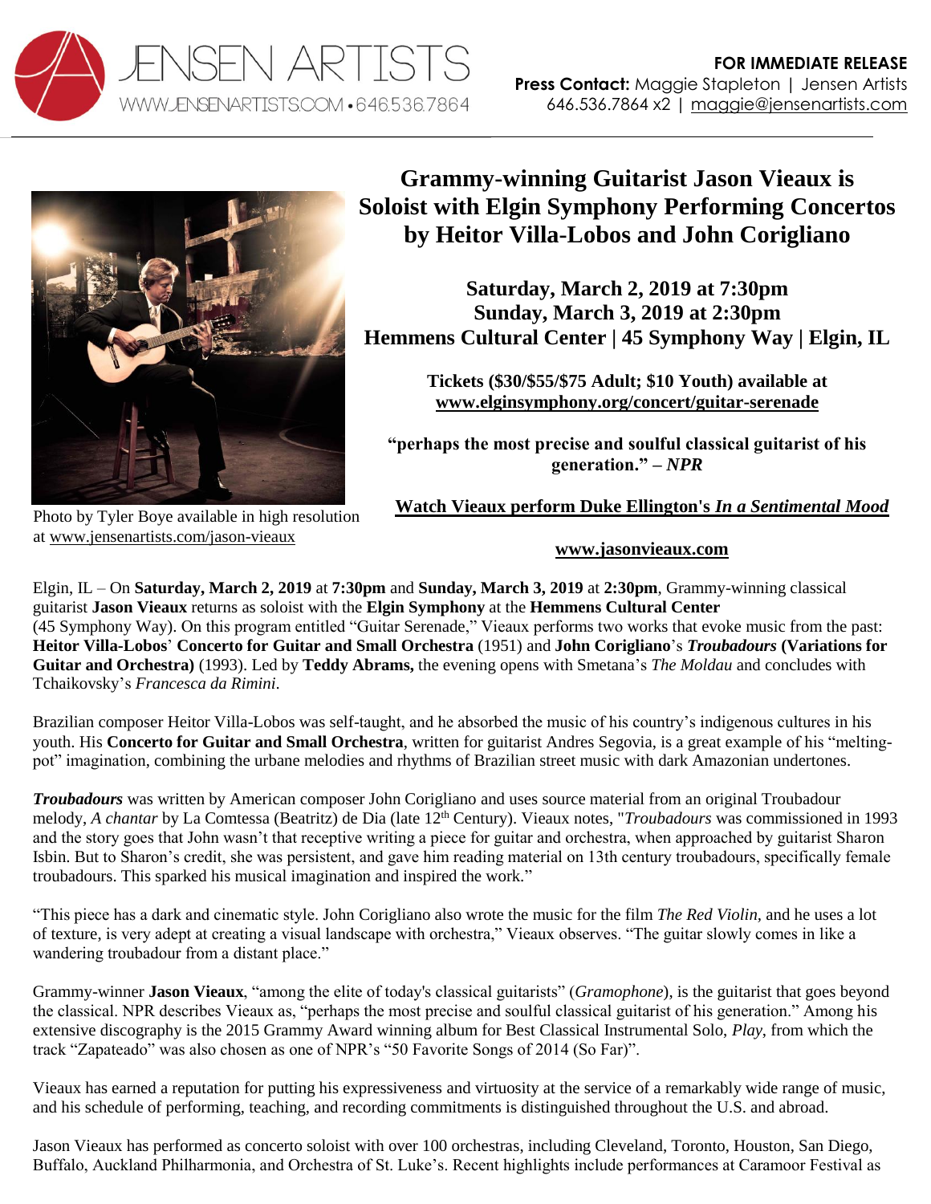JENSEN ARTISTS
WWW.JENSENARTISTS.COM • 646.536.7864

**FOR IMMEDIATE RELEASE**
**Press Contact:** Maggie Stapleton | Jensen Artists
646.536.7864 x2 | maggie@jensenartists.com

# Grammy-winning Guitarist Jason Vieaux is Soloist with Elgin Symphony Performing Concertos by Heitor Villa-Lobos and John Corigliano

## Saturday, March 2, 2019 at 7:30pm
## Sunday, March 3, 2019 at 2:30pm
## Hemmens Cultural Center | 45 Symphony Way | Elgin, IL

**Tickets ($30/$55/$75 Adult; $10 Youth) available at www.elginsymphony.org/concert/guitar-serenade**

**"perhaps the most precise and soulful classical guitarist of his generation." – *NPR***

**Watch Vieaux perform Duke Ellington's *In a Sentimental Mood***

**www.jasonvieaux.com**

Photo by Tyler Boye available in high resolution at www.jensenartists.com/jason-vieaux

Elgin, IL – On **Saturday, March 2, 2019** at **7:30pm** and **Sunday, March 3, 2019** at **2:30pm**, Grammy-winning classical guitarist **Jason Vieaux** returns as soloist with the **Elgin Symphony** at the **Hemmens Cultural Center** (45 Symphony Way). On this program entitled "Guitar Serenade," Vieaux performs two works that evoke music from the past: **Heitor Villa-Lobos**' **Concerto for Guitar and Small Orchestra** (1951) and **John Corigliano**'s ***Troubadours*** **(Variations for Guitar and Orchestra)** (1993). Led by **Teddy Abrams,** the evening opens with Smetana's *The Moldau* and concludes with Tchaikovsky's *Francesca da Rimini*.

Brazilian composer Heitor Villa-Lobos was self-taught, and he absorbed the music of his country's indigenous cultures in his youth. His **Concerto for Guitar and Small Orchestra**, written for guitarist Andres Segovia, is a great example of his "melting-pot" imagination, combining the urbane melodies and rhythms of Brazilian street music with dark Amazonian undertones.

***Troubadours*** was written by American composer John Corigliano and uses source material from an original Troubadour melody, *A chantar* by La Comtessa (Beatritz) de Dia (late 12th Century). Vieaux notes, "*Troubadours* was commissioned in 1993 and the story goes that John wasn't that receptive writing a piece for guitar and orchestra, when approached by guitarist Sharon Isbin. But to Sharon's credit, she was persistent, and gave him reading material on 13th century troubadours, specifically female troubadours. This sparked his musical imagination and inspired the work."

"This piece has a dark and cinematic style. John Corigliano also wrote the music for the film *The Red Violin,* and he uses a lot of texture, is very adept at creating a visual landscape with orchestra," Vieaux observes. "The guitar slowly comes in like a wandering troubadour from a distant place."

Grammy-winner **Jason Vieaux**, "among the elite of today's classical guitarists" (*Gramophone*), is the guitarist that goes beyond the classical. NPR describes Vieaux as, "perhaps the most precise and soulful classical guitarist of his generation." Among his extensive discography is the 2015 Grammy Award winning album for Best Classical Instrumental Solo, *Play,* from which the track "Zapateado" was also chosen as one of NPR's "50 Favorite Songs of 2014 (So Far)".

Vieaux has earned a reputation for putting his expressiveness and virtuosity at the service of a remarkably wide range of music, and his schedule of performing, teaching, and recording commitments is distinguished throughout the U.S. and abroad.

Jason Vieaux has performed as concerto soloist with over 100 orchestras, including Cleveland, Toronto, Houston, San Diego, Buffalo, Auckland Philharmonia, and Orchestra of St. Luke's. Recent highlights include performances at Caramoor Festival as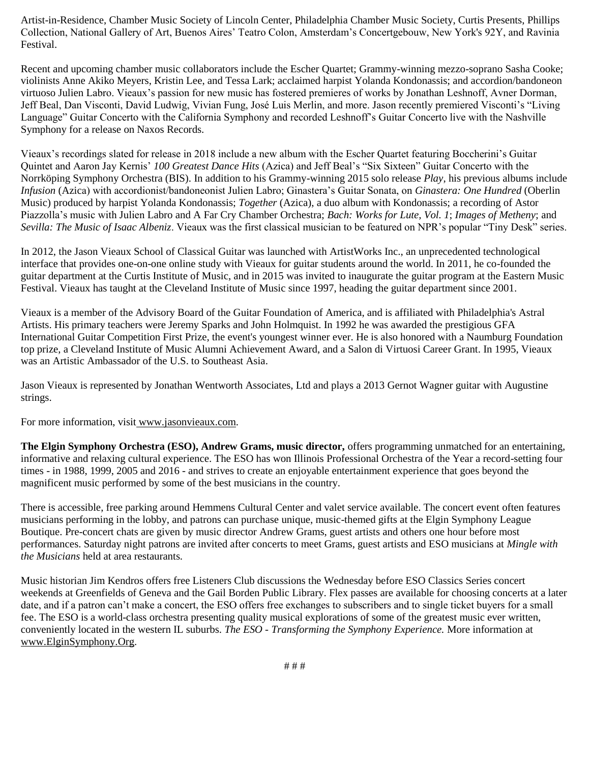Artist-in-Residence, Chamber Music Society of Lincoln Center, Philadelphia Chamber Music Society, Curtis Presents, Phillips Collection, National Gallery of Art, Buenos Aires' Teatro Colon, Amsterdam's Concertgebouw, New York's 92Y, and Ravinia Festival.

Recent and upcoming chamber music collaborators include the Escher Quartet; Grammy-winning mezzo-soprano Sasha Cooke; violinists Anne Akiko Meyers, Kristin Lee, and Tessa Lark; acclaimed harpist Yolanda Kondonassis; and accordion/bandoneon virtuoso Julien Labro. Vieaux's passion for new music has fostered premieres of works by Jonathan Leshnoff, Avner Dorman, Jeff Beal, Dan Visconti, David Ludwig, Vivian Fung, José Luis Merlin, and more. Jason recently premiered Visconti's "Living Language" Guitar Concerto with the California Symphony and recorded Leshnoff's Guitar Concerto live with the Nashville Symphony for a release on Naxos Records.

Vieaux's recordings slated for release in 2018 include a new album with the Escher Quartet featuring Boccherini's Guitar Quintet and Aaron Jay Kernis' *100 Greatest Dance Hits* (Azica) and Jeff Beal's "Six Sixteen" Guitar Concerto with the Norrköping Symphony Orchestra (BIS). In addition to his Grammy-winning 2015 solo release *Play*, his previous albums include *Infusion* (Azica) with accordionist/bandoneonist Julien Labro; Ginastera's Guitar Sonata, on *Ginastera: One Hundred* (Oberlin Music) produced by harpist Yolanda Kondonassis; *Together* (Azica), a duo album with Kondonassis; a recording of Astor Piazzolla's music with Julien Labro and A Far Cry Chamber Orchestra; *Bach: Works for Lute, Vol. 1*; *Images of Metheny*; and *Sevilla: The Music of Isaac Albeniz*. Vieaux was the first classical musician to be featured on NPR's popular "Tiny Desk" series.

In 2012, the Jason Vieaux School of Classical Guitar was launched with ArtistWorks Inc., an unprecedented technological interface that provides one-on-one online study with Vieaux for guitar students around the world. In 2011, he co-founded the guitar department at the Curtis Institute of Music, and in 2015 was invited to inaugurate the guitar program at the Eastern Music Festival. Vieaux has taught at the Cleveland Institute of Music since 1997, heading the guitar department since 2001.

Vieaux is a member of the Advisory Board of the Guitar Foundation of America, and is affiliated with Philadelphia's Astral Artists. His primary teachers were Jeremy Sparks and John Holmquist. In 1992 he was awarded the prestigious GFA International Guitar Competition First Prize, the event's youngest winner ever. He is also honored with a Naumburg Foundation top prize, a Cleveland Institute of Music Alumni Achievement Award, and a Salon di Virtuosi Career Grant. In 1995, Vieaux was an Artistic Ambassador of the U.S. to Southeast Asia.

Jason Vieaux is represented by Jonathan Wentworth Associates, Ltd and plays a 2013 Gernot Wagner guitar with Augustine strings.

For more information, visit www.jasonvieaux.com.

**The Elgin Symphony Orchestra (ESO), Andrew Grams, music director,** offers programming unmatched for an entertaining, informative and relaxing cultural experience. The ESO has won Illinois Professional Orchestra of the Year a record-setting four times - in 1988, 1999, 2005 and 2016 - and strives to create an enjoyable entertainment experience that goes beyond the magnificent music performed by some of the best musicians in the country.

There is accessible, free parking around Hemmens Cultural Center and valet service available. The concert event often features musicians performing in the lobby, and patrons can purchase unique, music-themed gifts at the Elgin Symphony League Boutique. Pre-concert chats are given by music director Andrew Grams, guest artists and others one hour before most performances. Saturday night patrons are invited after concerts to meet Grams, guest artists and ESO musicians at *Mingle with the Musicians* held at area restaurants.

Music historian Jim Kendros offers free Listeners Club discussions the Wednesday before ESO Classics Series concert weekends at Greenfields of Geneva and the Gail Borden Public Library. Flex passes are available for choosing concerts at a later date, and if a patron can't make a concert, the ESO offers free exchanges to subscribers and to single ticket buyers for a small fee. The ESO is a world-class orchestra presenting quality musical explorations of some of the greatest music ever written, conveniently located in the western IL suburbs. *The ESO - Transforming the Symphony Experience.* More information at www.ElginSymphony.Org.

# # #